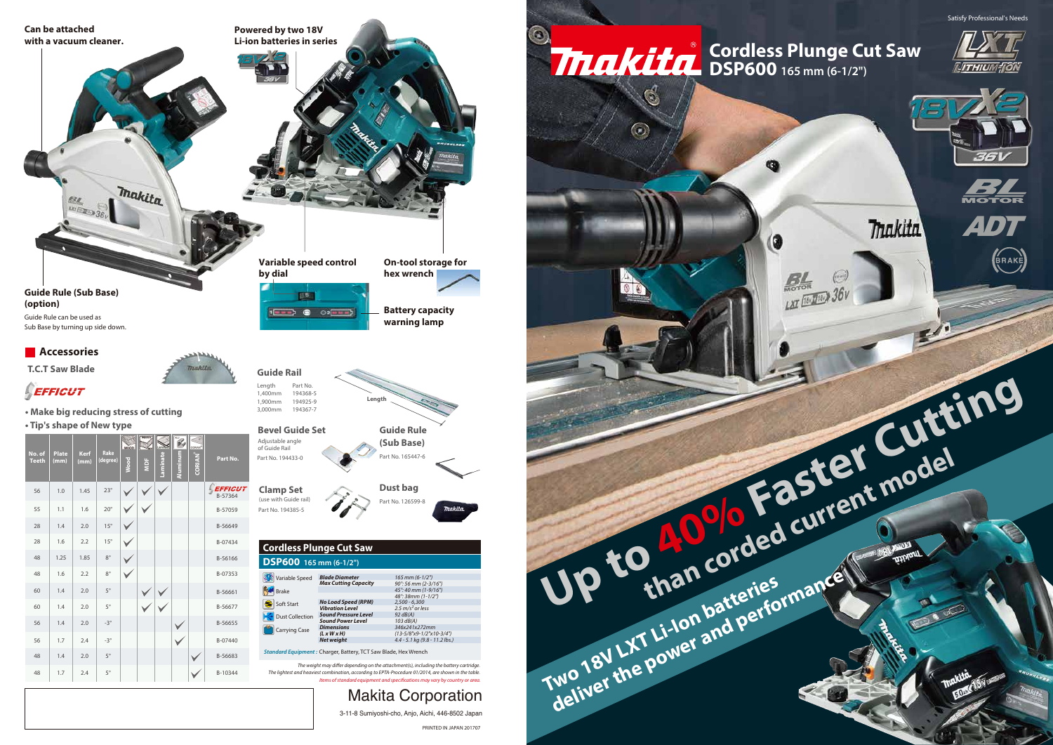Satisfy Professional's Needs

# Makita Cordless Plunge Cut Saw
## DSP600 165 mm (6-1/2")

LXT LITHIUM-ION

18VX2 36V

BL MOTOR

ADT

BRAKE

**Up to 40% Faster Cutting than corded current model**

**Two 18V LXT Li-Ion batteries deliver the power and performance**

**Can be attached with a vacuum cleaner.**

**Powered by two 18V Li-ion batteries in series**

**Guide Rule (Sub Base) (option)**

Guide Rule can be used as Sub Base by turning up side down.

**Variable speed control by dial**

**On-tool storage for hex wrench**

**Battery capacity warning lamp**

## Accessories

**T.C.T Saw Blade**

EFFICUT

- Make big reducing stress of cutting
- Tip's shape of New type

| No. of Teeth | Plate (mm) | Kerf (mm) | Rake (degree) | Wood | MDF | Laminate | Aluminum | CORIAN® | Part No. |
|---|---|---|---|---|---|---|---|---|---|
| 56 | 1.0 | 1.45 | 23° | ✓ | ✓ | ✓ | | | EFFICUT B-57364 |
| 55 | 1.1 | 1.6 | 20° | ✓ | ✓ | | | | B-57059 |
| 28 | 1.4 | 2.0 | 15° | ✓ | | | | | B-56649 |
| 28 | 1.6 | 2.2 | 15° | ✓ | | | | | B-07434 |
| 48 | 1.25 | 1.85 | 8° | ✓ | | | | | B-56166 |
| 48 | 1.6 | 2.2 | 8° | ✓ | | | | | B-07353 |
| 60 | 1.4 | 2.0 | 5° | | ✓ | ✓ | | | B-56661 |
| 60 | 1.4 | 2.0 | 5° | | ✓ | ✓ | | | B-56677 |
| 56 | 1.4 | 2.0 | -3° | | | | ✓ | | B-56655 |
| 56 | 1.7 | 2.4 | -3° | | | | ✓ | | B-07440 |
| 48 | 1.4 | 2.0 | 5° | | | | | ✓ | B-56683 |
| 48 | 1.7 | 2.4 | 5° | | | | | ✓ | B-10344 |

**Guide Rail**

| Length | Part No. |
|---|---|
| 1,400mm | 194368-5 |
| 1,900mm | 194925-9 |
| 3,000mm | 194367-7 |

**Bevel Guide Set**

Adjustable angle of Guide Rail

Part No. 194433-0

**Guide Rule (Sub Base)**

Part No. 165447-6

**Clamp Set**

(use with Guide rail)

Part No. 194385-5

**Dust bag**

Part No. 126599-8

## Cordless Plunge Cut Saw
### DSP600 165 mm (6-1/2")

Variable Speed · Brake · Soft Start · Dust Collection · Carrying Case

| | |
|---|---|
| **Blade Diameter** | 165 mm (6-1/2") |
| **Max Cutting Capacity** | 90°: 56 mm (2-3/16") |
| | 45°: 40 mm (1-9/16") |
| | 48°: 38mm (1-1/2") |
| **No Load Speed (RPM)** | 2,500 - 6,300 |
| **Vibration Level** | 2.5 m/s² or less |
| **Sound Pressure Level** | 92 dB(A) |
| **Sound Power Level** | 103 dB(A) |
| **Dimensions (L x W x H)** | 346x241x272mm (13-5/8"x9-1/2"x10-3/4") |
| **Net weight** | 4.4 - 5.1 kg (9.8 - 11.2 lbs.) |

*Standard Equipment :* Charger, Battery, TCT Saw Blade, Hex Wrench

*The weight may differ depending on the attachment(s), including the battery cartridge. The lightest and heaviest combination, according to EPTA-Procedure 01/2014, are shown in the table.*

*Items of standard equipment and specifications may vary by country or area.*

**Makita Corporation**

3-11-8 Sumiyoshi-cho, Anjo, Aichi, 446-8502 Japan

PRINTED IN JAPAN 201707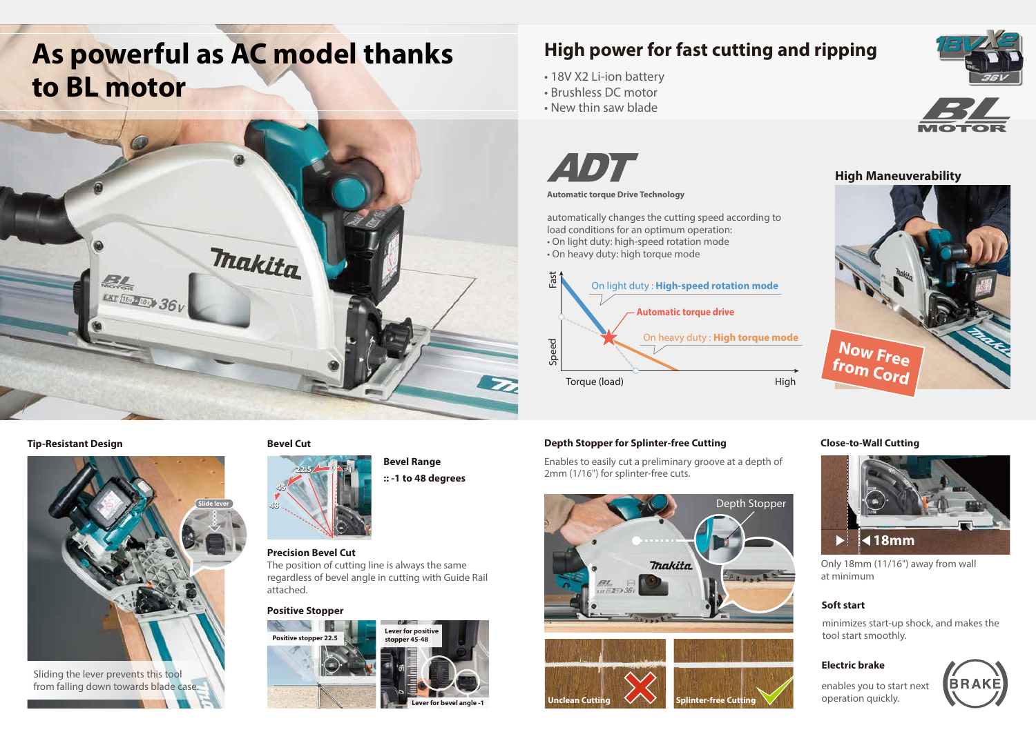# As powerful as AC model thanks to BL motor

## High power for fast cutting and ripping

- 18V X2 Li-ion battery
- Brushless DC motor
- New thin saw blade

18V X2
36V

BL MOTOR

ADT

**Automatic torque Drive Technology**

automatically changes the cutting speed according to load conditions for an optimum operation:

- On light duty: high-speed rotation mode
- On heavy duty: high torque mode

Fast
Speed
On light duty : **High-speed rotation mode**
**Automatic torque drive**
On heavy duty : **High torque mode**
Torque (load)
High

### High Maneuverability

Now Free from Cord

### Tip-Resistant Design

Slide lever

Sliding the lever prevents this tool from falling down towards blade case.

### Bevel Cut

22.5
0
-1
45
48

**Bevel Range**
**:: -1 to 48 degrees**

**Precision Bevel Cut**

The position of cutting line is always the same regardless of bevel angle in cutting with Guide Rail attached.

**Positive Stopper**

Positive stopper 22.5

Lever for positive stopper 45-48

Lever for bevel angle -1

### Depth Stopper for Splinter-free Cutting

Enables to easily cut a preliminary groove at a depth of 2mm (1/16") for splinter-free cuts.

Depth Stopper

Unclean Cutting

Splinter-free Cutting

### Close-to-Wall Cutting

18mm

Only 18mm (11/16") away from wall at minimum

**Soft start**

minimizes start-up shock, and makes the tool start smoothly.

**Electric brake**

enables you to start next operation quickly.

BRAKE